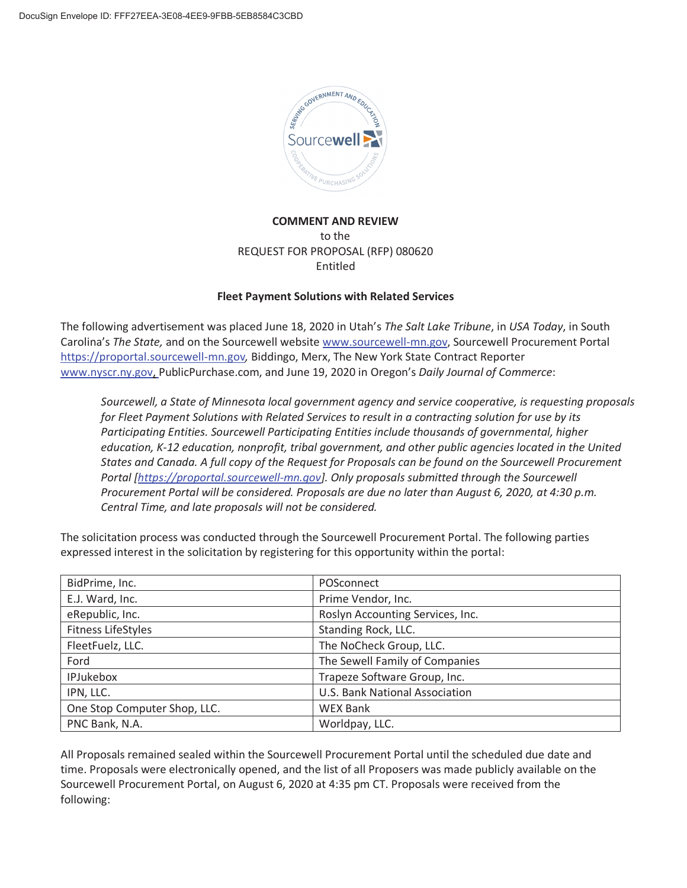DocuSign Envelope ID: FFF27EEA-3E08-4EE9-9FBB-5EB8584C3CBD

**COMMENT AND REVIEW**
to the
REQUEST FOR PROPOSAL (RFP) 080620
Entitled

**Fleet Payment Solutions with Related Services**

The following advertisement was placed June 18, 2020 in Utah's *The Salt Lake Tribune*, in *USA Today*, in South Carolina's *The State,* and on the Sourcewell website www.sourcewell-mn.gov, Sourcewell Procurement Portal https://proportal.sourcewell-mn.gov, Biddingo, Merx, The New York State Contract Reporter www.nyscr.ny.gov, PublicPurchase.com, and June 19, 2020 in Oregon's *Daily Journal of Commerce*:

> *Sourcewell, a State of Minnesota local government agency and service cooperative, is requesting proposals for Fleet Payment Solutions with Related Services to result in a contracting solution for use by its Participating Entities. Sourcewell Participating Entities include thousands of governmental, higher education, K-12 education, nonprofit, tribal government, and other public agencies located in the United States and Canada. A full copy of the Request for Proposals can be found on the Sourcewell Procurement Portal [https://proportal.sourcewell-mn.gov]. Only proposals submitted through the Sourcewell Procurement Portal will be considered. Proposals are due no later than August 6, 2020, at 4:30 p.m. Central Time, and late proposals will not be considered.*

The solicitation process was conducted through the Sourcewell Procurement Portal. The following parties expressed interest in the solicitation by registering for this opportunity within the portal:

| | |
|---|---|
| BidPrime, Inc. | POSconnect |
| E.J. Ward, Inc. | Prime Vendor, Inc. |
| eRepublic, Inc. | Roslyn Accounting Services, Inc. |
| Fitness LifeStyles | Standing Rock, LLC. |
| FleetFuelz, LLC. | The NoCheck Group, LLC. |
| Ford | The Sewell Family of Companies |
| IPJukebox | Trapeze Software Group, Inc. |
| IPN, LLC. | U.S. Bank National Association |
| One Stop Computer Shop, LLC. | WEX Bank |
| PNC Bank, N.A. | Worldpay, LLC. |

All Proposals remained sealed within the Sourcewell Procurement Portal until the scheduled due date and time. Proposals were electronically opened, and the list of all Proposers was made publicly available on the Sourcewell Procurement Portal, on August 6, 2020 at 4:35 pm CT. Proposals were received from the following: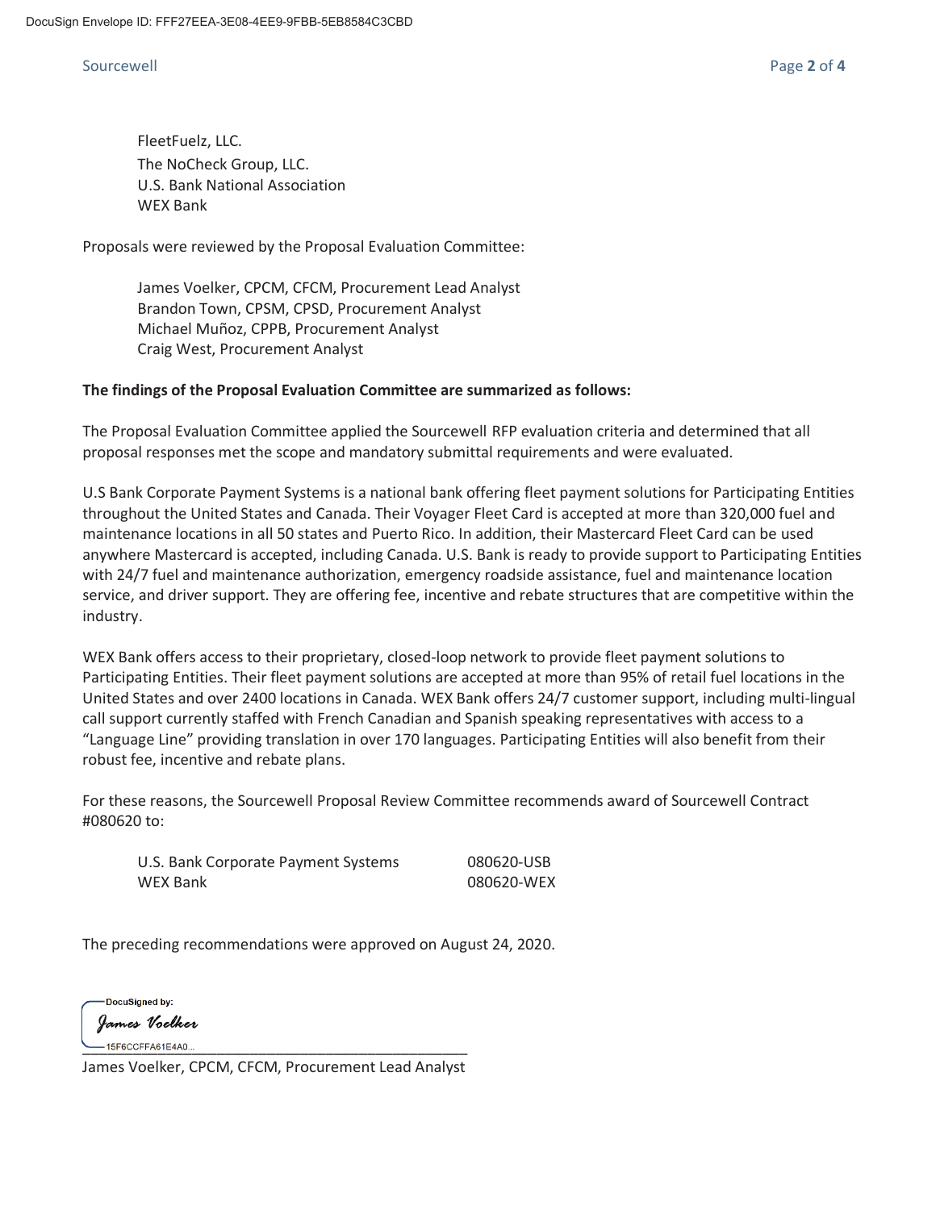FleetFuelz, LLC.  
The NoCheck Group, LLC.  
U.S. Bank National Association  
WEX Bank

Proposals were reviewed by the Proposal Evaluation Committee:

James Voelker, CPCM, CFCM, Procurement Lead Analyst  
Brandon Town, CPSM, CPSD, Procurement Analyst  
Michael Muñoz, CPPB, Procurement Analyst  
Craig West, Procurement Analyst

**The findings of the Proposal Evaluation Committee are summarized as follows:**

The Proposal Evaluation Committee applied the Sourcewell RFP evaluation criteria and determined that all proposal responses met the scope and mandatory submittal requirements and were evaluated.

U.S Bank Corporate Payment Systems is a national bank offering fleet payment solutions for Participating Entities throughout the United States and Canada. Their Voyager Fleet Card is accepted at more than 320,000 fuel and maintenance locations in all 50 states and Puerto Rico. In addition, their Mastercard Fleet Card can be used anywhere Mastercard is accepted, including Canada. U.S. Bank is ready to provide support to Participating Entities with 24/7 fuel and maintenance authorization, emergency roadside assistance, fuel and maintenance location service, and driver support. They are offering fee, incentive and rebate structures that are competitive within the industry.

WEX Bank offers access to their proprietary, closed-loop network to provide fleet payment solutions to Participating Entities. Their fleet payment solutions are accepted at more than 95% of retail fuel locations in the United States and over 2400 locations in Canada. WEX Bank offers 24/7 customer support, including multi-lingual call support currently staffed with French Canadian and Spanish speaking representatives with access to a "Language Line" providing translation in over 170 languages. Participating Entities will also benefit from their robust fee, incentive and rebate plans.

For these reasons, the Sourcewell Proposal Review Committee recommends award of Sourcewell Contract #080620 to:

| | |
|---|---|
| U.S. Bank Corporate Payment Systems | 080620-USB |
| WEX Bank | 080620-WEX |

The preceding recommendations were approved on August 24, 2020.

DocuSigned by:  
James Voelker  
15F6CCFFA61E4A0...

James Voelker, CPCM, CFCM, Procurement Lead Analyst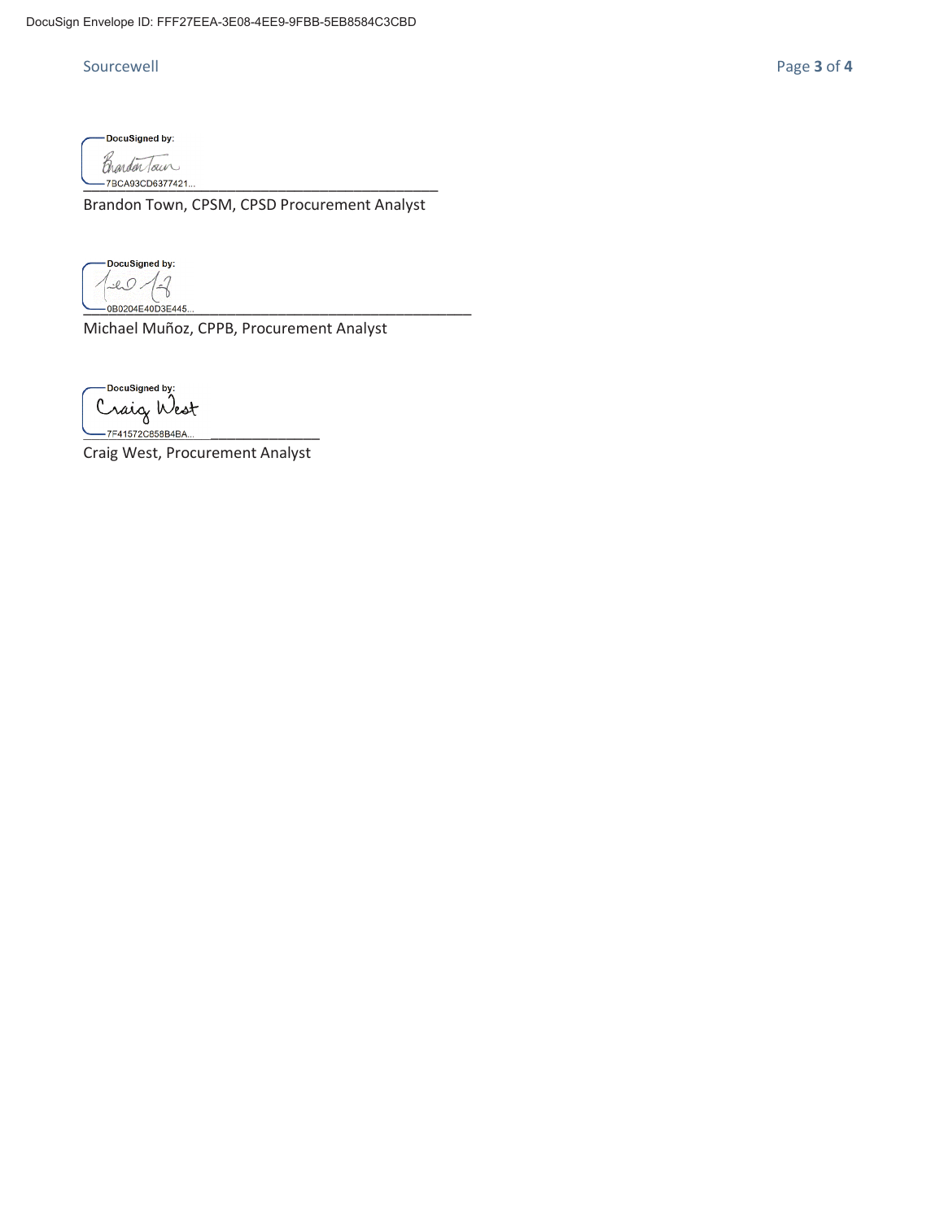DocuSigned by:

Brandon Town

7BCA93CD6377421...

Brandon Town, CPSM, CPSD Procurement Analyst

DocuSigned by:

0B0204E40D3E445...

Michael Muñoz, CPPB, Procurement Analyst

DocuSigned by:

Craig West

7F41572C858B4BA...

Craig West, Procurement Analyst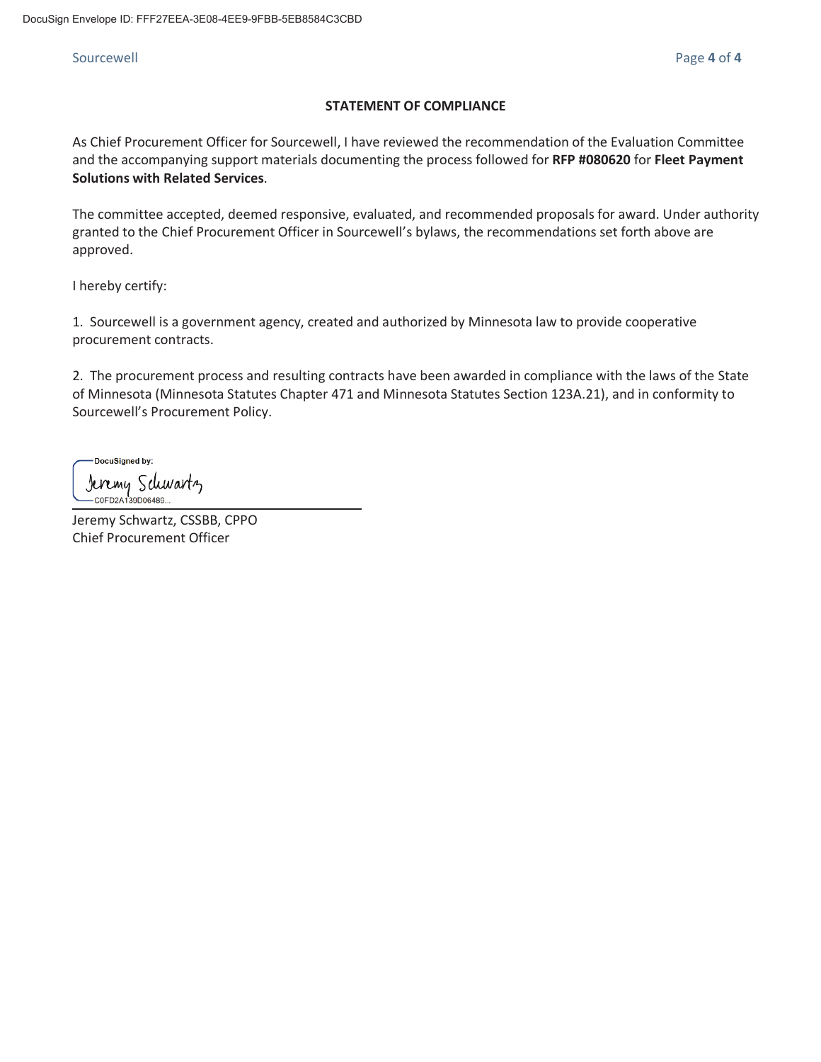## STATEMENT OF COMPLIANCE

As Chief Procurement Officer for Sourcewell, I have reviewed the recommendation of the Evaluation Committee and the accompanying support materials documenting the process followed for **RFP #080620** for **Fleet Payment Solutions with Related Services**.

The committee accepted, deemed responsive, evaluated, and recommended proposals for award. Under authority granted to the Chief Procurement Officer in Sourcewell's bylaws, the recommendations set forth above are approved.

I hereby certify:

1. Sourcewell is a government agency, created and authorized by Minnesota law to provide cooperative procurement contracts.

2. The procurement process and resulting contracts have been awarded in compliance with the laws of the State of Minnesota (Minnesota Statutes Chapter 471 and Minnesota Statutes Section 123A.21), and in conformity to Sourcewell's Procurement Policy.

DocuSigned by:
Jeremy Schwartz
C0FD2A139D06489...

Jeremy Schwartz, CSSBB, CPPO
Chief Procurement Officer